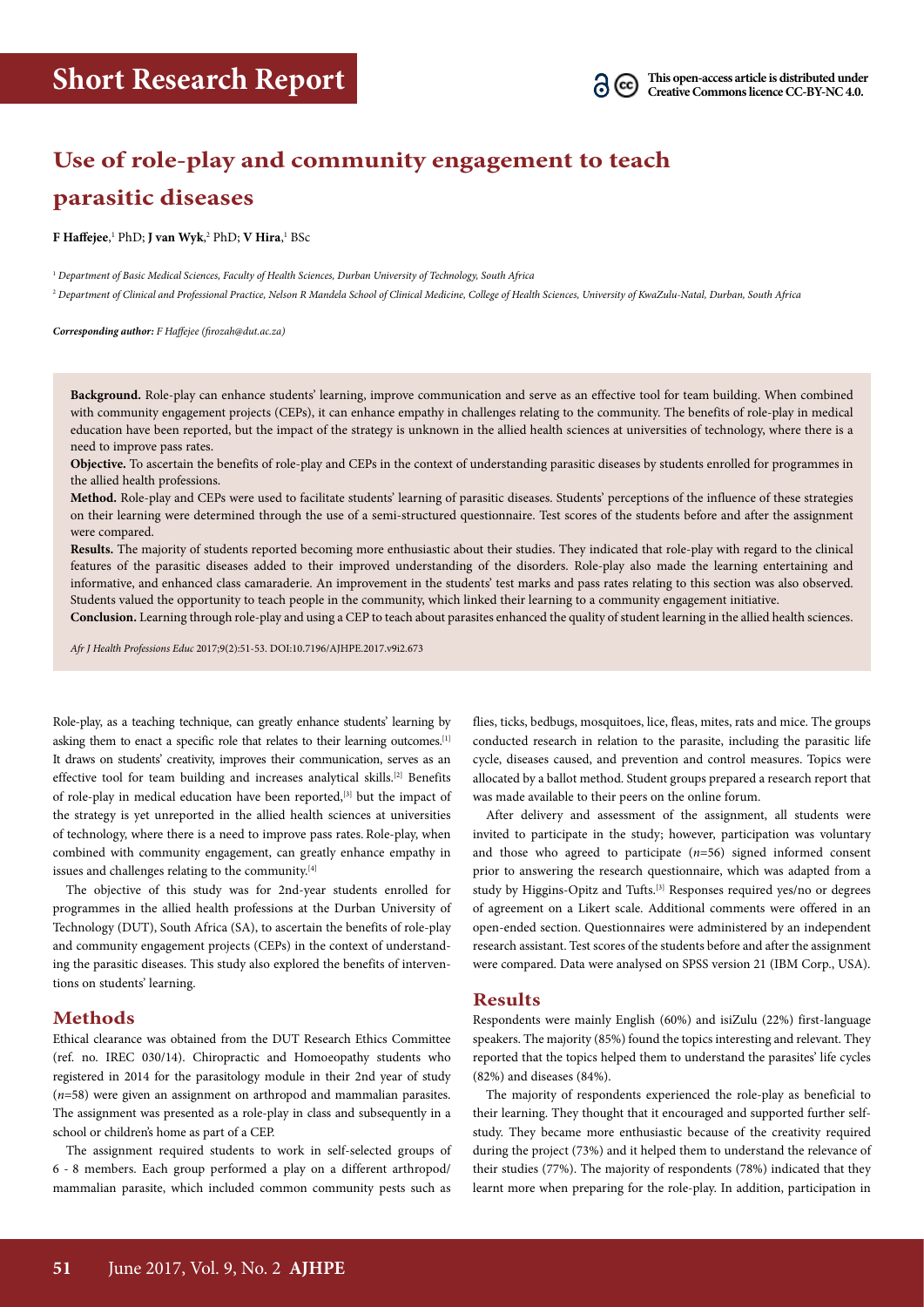Short Research Report

This open-access article is distributed under Creative Commons licence CC-BY-NC 4.0.

# Use of role-play and community engagement to teach parasitic diseases

**F Haffejee**,[1] PhD; **J van Wyk**,[2] PhD; **V Hira**,[1] BSc

[1] *Department of Basic Medical Sciences, Faculty of Health Sciences, Durban University of Technology, South Africa*

[2] *Department of Clinical and Professional Practice, Nelson R Mandela School of Clinical Medicine, College of Health Sciences, University of KwaZulu-Natal, Durban, South Africa*

***Corresponding author:** F Haffejee (firozah@dut.ac.za)*

**Background.** Role-play can enhance students' learning, improve communication and serve as an effective tool for team building. When combined with community engagement projects (CEPs), it can enhance empathy in challenges relating to the community. The benefits of role-play in medical education have been reported, but the impact of the strategy is unknown in the allied health sciences at universities of technology, where there is a need to improve pass rates.

**Objective.** To ascertain the benefits of role-play and CEPs in the context of understanding parasitic diseases by students enrolled for programmes in the allied health professions.

**Method.** Role-play and CEPs were used to facilitate students' learning of parasitic diseases. Students' perceptions of the influence of these strategies on their learning were determined through the use of a semi-structured questionnaire. Test scores of the students before and after the assignment were compared.

**Results.** The majority of students reported becoming more enthusiastic about their studies. They indicated that role-play with regard to the clinical features of the parasitic diseases added to their improved understanding of the disorders. Role-play also made the learning entertaining and informative, and enhanced class camaraderie. An improvement in the students' test marks and pass rates relating to this section was also observed. Students valued the opportunity to teach people in the community, which linked their learning to a community engagement initiative.

**Conclusion.** Learning through role-play and using a CEP to teach about parasites enhanced the quality of student learning in the allied health sciences.

*Afr J Health Professions Educ* 2017;9(2):51-53. DOI:10.7196/AJHPE.2017.v9i2.673

Role-play, as a teaching technique, can greatly enhance students' learning by asking them to enact a specific role that relates to their learning outcomes.[1] It draws on students' creativity, improves their communication, serves as an effective tool for team building and increases analytical skills.[2] Benefits of role-play in medical education have been reported,[3] but the impact of the strategy is yet unreported in the allied health sciences at universities of technology, where there is a need to improve pass rates. Role-play, when combined with community engagement, can greatly enhance empathy in issues and challenges relating to the community.[4]

The objective of this study was for 2nd-year students enrolled for programmes in the allied health professions at the Durban University of Technology (DUT), South Africa (SA), to ascertain the benefits of role-play and community engagement projects (CEPs) in the context of understanding the parasitic diseases. This study also explored the benefits of interventions on students' learning.

## Methods

Ethical clearance was obtained from the DUT Research Ethics Committee (ref. no. IREC 030/14). Chiropractic and Homoeopathy students who registered in 2014 for the parasitology module in their 2nd year of study ($n$=58) were given an assignment on arthropod and mammalian parasites. The assignment was presented as a role-play in class and subsequently in a school or children's home as part of a CEP.

The assignment required students to work in self-selected groups of 6 - 8 members. Each group performed a play on a different arthropod/mammalian parasite, which included common community pests such as flies, ticks, bedbugs, mosquitoes, lice, fleas, mites, rats and mice. The groups conducted research in relation to the parasite, including the parasitic life cycle, diseases caused, and prevention and control measures. Topics were allocated by a ballot method. Student groups prepared a research report that was made available to their peers on the online forum.

After delivery and assessment of the assignment, all students were invited to participate in the study; however, participation was voluntary and those who agreed to participate ($n$=56) signed informed consent prior to answering the research questionnaire, which was adapted from a study by Higgins-Opitz and Tufts.[3] Responses required yes/no or degrees of agreement on a Likert scale. Additional comments were offered in an open-ended section. Questionnaires were administered by an independent research assistant. Test scores of the students before and after the assignment were compared. Data were analysed on SPSS version 21 (IBM Corp., USA).

## Results

Respondents were mainly English (60%) and isiZulu (22%) first-language speakers. The majority (85%) found the topics interesting and relevant. They reported that the topics helped them to understand the parasites' life cycles (82%) and diseases (84%).

The majority of respondents experienced the role-play as beneficial to their learning. They thought that it encouraged and supported further self-study. They became more enthusiastic because of the creativity required during the project (73%) and it helped them to understand the relevance of their studies (77%). The majority of respondents (78%) indicated that they learnt more when preparing for the role-play. In addition, participation in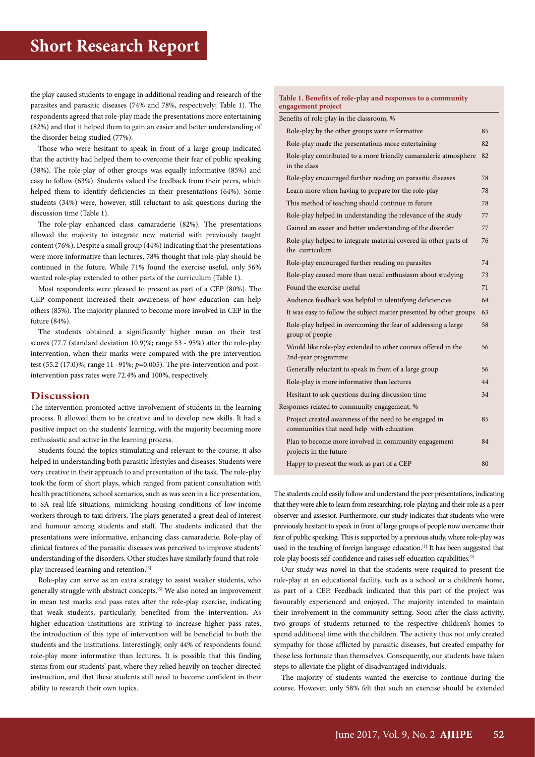the play caused students to engage in additional reading and research of the parasites and parasitic diseases (74% and 78%, respectively; Table 1). The respondents agreed that role-play made the presentations more entertaining (82%) and that it helped them to gain an easier and better understanding of the disorder being studied (77%).

Those who were hesitant to speak in front of a large group indicated that the activity had helped them to overcome their fear of public speaking (58%). The role-play of other groups was equally informative (85%) and easy to follow (63%). Students valued the feedback from their peers, which helped them to identify deficiencies in their presentations (64%). Some students (34%) were, however, still reluctant to ask questions during the discussion time (Table 1).

The role-play enhanced class camaraderie (82%). The presentations allowed the majority to integrate new material with previously taught content (76%). Despite a small group (44%) indicating that the presentations were more informative than lectures, 78% thought that role-play should be continued in the future. While 71% found the exercise useful, only 56% wanted role-play extended to other parts of the curriculum (Table 1).

Most respondents were pleased to present as part of a CEP (80%). The CEP component increased their awareness of how education can help others (85%). The majority planned to become more involved in CEP in the future (84%).

The students obtained a significantly higher mean on their test scores (77.7 (standard deviation 10.9)%; range 53 - 95%) after the role-play intervention, when their marks were compared with the pre-intervention test (55.2 (17.0)%; range 11 - 91%; $p$=0.005). The pre-intervention and post-intervention pass rates were 72.4% and 100%, respectively.

**Table 1. Benefits of role-play and responses to a community engagement project**

| | |
|---|---|
| Benefits of role-play in the classroom, % | |
| Role-play by the other groups were informative | 85 |
| Role-play made the presentations more entertaining | 82 |
| Role-play contributed to a more friendly camaraderie atmosphere in the class | 82 |
| Role-play encouraged further reading on parasitic diseases | 78 |
| Learn more when having to prepare for the role-play | 78 |
| This method of teaching should continue in future | 78 |
| Role-play helped in understanding the relevance of the study | 77 |
| Gained an easier and better understanding of the disorder | 77 |
| Role-play helped to integrate material covered in other parts of the curriculum | 76 |
| Role-play encouraged further reading on parasites | 74 |
| Role-play caused more than usual enthusiasm about studying | 73 |
| Found the exercise useful | 71 |
| Audience feedback was helpful in identifying deficiencies | 64 |
| It was easy to follow the subject matter presented by other groups | 63 |
| Role-play helped in overcoming the fear of addressing a large group of people | 58 |
| Would like role-play extended to other courses offered in the 2nd-year programme | 56 |
| Generally reluctant to speak in front of a large group | 56 |
| Role-play is more informative than lectures | 44 |
| Hesitant to ask questions during discussion time | 34 |
| Responses related to community engagement, % | |
| Project created awareness of the need to be engaged in communities that need help with education | 85 |
| Plan to become more involved in community engagement projects in the future | 84 |
| Happy to present the work as part of a CEP | 80 |

## Discussion

The intervention promoted active involvement of students in the learning process. It allowed them to be creative and to develop new skills. It had a positive impact on the students' learning, with the majority becoming more enthusiastic and active in the learning process.

Students found the topics stimulating and relevant to the course; it also helped in understanding both parasitic lifestyles and diseases. Students were very creative in their approach to and presentation of the task. The role-play took the form of short plays, which ranged from patient consultation with health practitioners, school scenarios, such as was seen in a lice presentation, to SA real-life situations, mimicking housing conditions of low-income workers through to taxi drivers. The plays generated a great deal of interest and humour among students and staff. The students indicated that the presentations were informative, enhancing class camaraderie. Role-play of clinical features of the parasitic diseases was perceived to improve students' understanding of the disorders. Other studies have similarly found that role-play increased learning and retention.[3]

Role-play can serve as an extra strategy to assist weaker students, who generally struggle with abstract concepts.[5] We also noted an improvement in mean test marks and pass rates after the role-play exercise, indicating that weak students, particularly, benefited from the intervention. As higher education institutions are striving to increase higher pass rates, the introduction of this type of intervention will be beneficial to both the students and the institutions. Interestingly, only 44% of respondents found role-play more informative than lectures. It is possible that this finding stems from our students' past, where they relied heavily on teacher-directed instruction, and that these students still need to become confident in their ability to research their own topics.

The students could easily follow and understand the peer presentations, indicating that they were able to learn from researching, role-playing and their role as a peer observer and assessor. Furthermore, our study indicates that students who were previously hesitant to speak in front of large groups of people now overcame their fear of public speaking. This is supported by a previous study, where role-play was used in the teaching of foreign language education.[1] It has been suggested that role-play boosts self-confidence and raises self-education capabilities.[2]

Our study was novel in that the students were required to present the role-play at an educational facility, such as a school or a children's home, as part of a CEP. Feedback indicated that this part of the project was favourably experienced and enjoyed. The majority intended to maintain their involvement in the community setting. Soon after the class activity, two groups of students returned to the respective children's homes to spend additional time with the children. The activity thus not only created sympathy for those afflicted by parasitic diseases, but created empathy for those less fortunate than themselves. Consequently, our students have taken steps to alleviate the plight of disadvantaged individuals.

The majority of students wanted the exercise to continue during the course. However, only 58% felt that such an exercise should be extended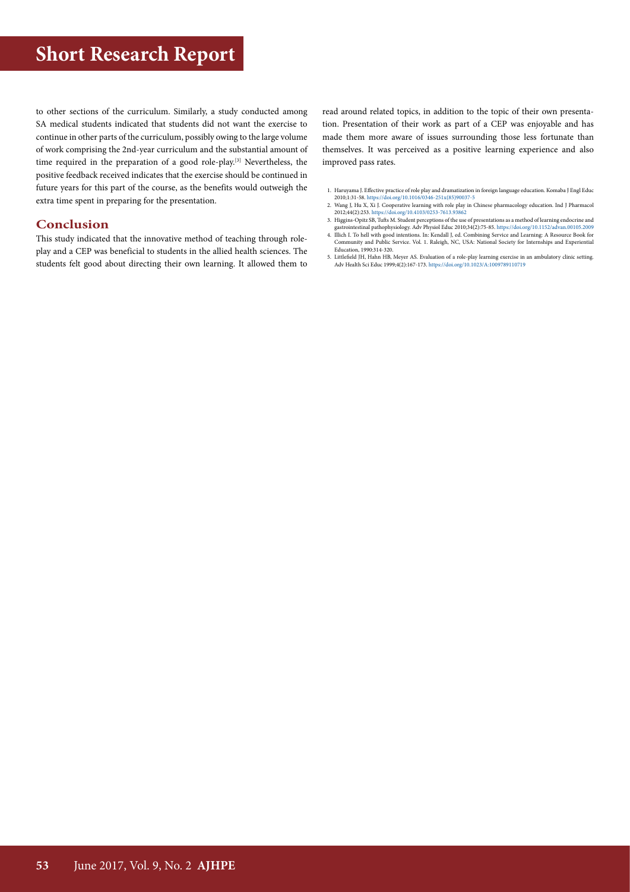to other sections of the curriculum. Similarly, a study conducted among SA medical students indicated that students did not want the exercise to continue in other parts of the curriculum, possibly owing to the large volume of work comprising the 2nd-year curriculum and the substantial amount of time required in the preparation of a good role-play.[3] Nevertheless, the positive feedback received indicates that the exercise should be continued in future years for this part of the course, as the benefits would outweigh the extra time spent in preparing for the presentation.

## Conclusion

This study indicated that the innovative method of teaching through role-play and a CEP was beneficial to students in the allied health sciences. The students felt good about directing their own learning. It allowed them to read around related topics, in addition to the topic of their own presentation. Presentation of their work as part of a CEP was enjoyable and has made them more aware of issues surrounding those less fortunate than themselves. It was perceived as a positive learning experience and also improved pass rates.

1. Haruyama J. Effective practice of role play and dramatization in foreign language education. Komaba J Engl Educ 2010;1:31-58. https://doi.org/10.1016/0346-251x(85)90037-5
2. Wang J, Hu X, Xi J. Cooperative learning with role play in Chinese pharmacology education. Ind J Pharmacol 2012;44(2):253. https://doi.org/10.4103/0253-7613.93862
3. Higgins-Opitz SB, Tufts M. Student perceptions of the use of presentations as a method of learning endocrine and gastrointestinal pathophysiology. Adv Physiol Educ 2010;34(2):75-85. https://doi.org/10.1152/advan.00105.2009
4. Illich I. To hell with good intentions. In: Kendall J, ed. Combining Service and Learning: A Resource Book for Community and Public Service. Vol. 1. Raleigh, NC, USA: National Society for Internships and Experiential Education, 1990:314-320.
5. Littlefield JH, Hahn HB, Meyer AS. Evaluation of a role-play learning exercise in an ambulatory clinic setting. Adv Health Sci Educ 1999;4(2):167-173. https://doi.org/10.1023/A:1009789110719